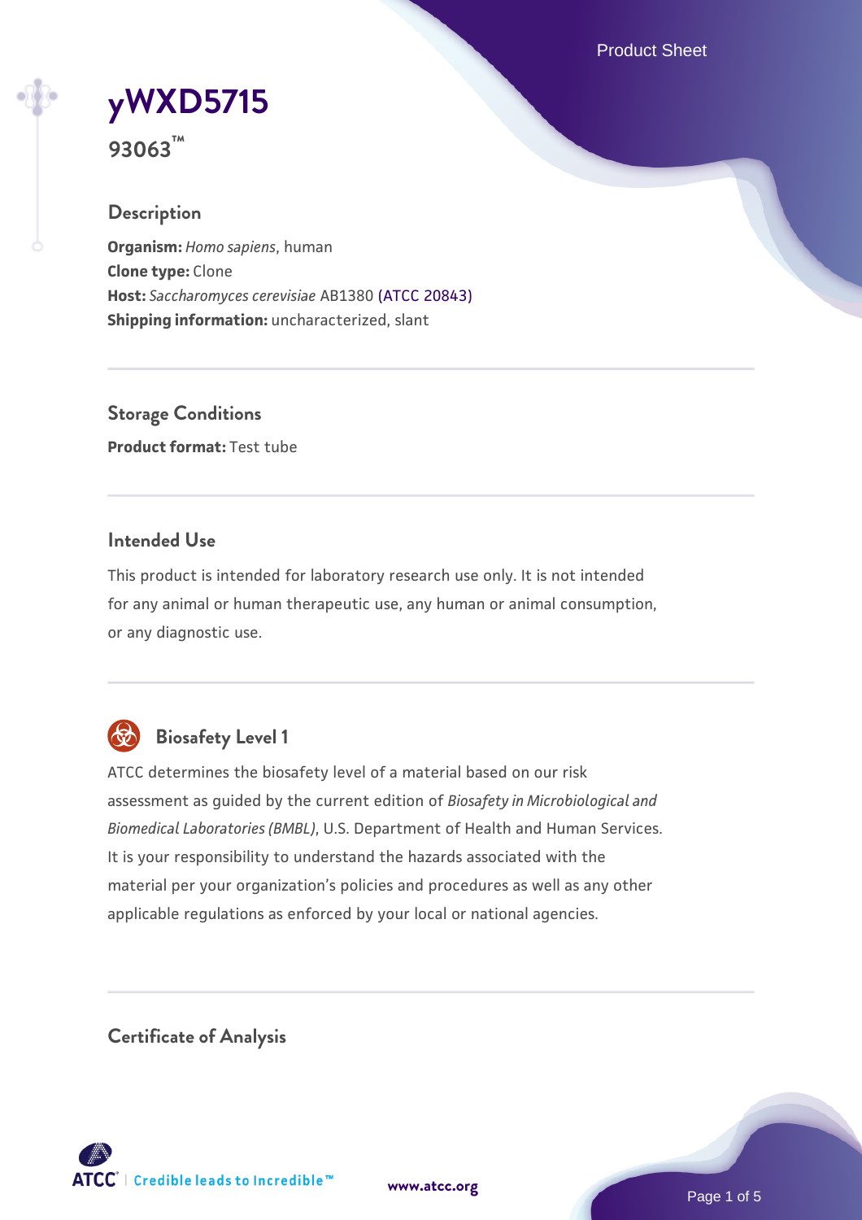# yWXD5715

**93063™**

## Description

**Organism:** *Homo sapiens*, human
**Clone type:** Clone
**Host:** *Saccharomyces cerevisiae* AB1380 (ATCC 20843)
**Shipping information:** uncharacterized, slant

## Storage Conditions

**Product format:** Test tube

## Intended Use

This product is intended for laboratory research use only. It is not intended for any animal or human therapeutic use, any human or animal consumption, or any diagnostic use.

## Biosafety Level 1

ATCC determines the biosafety level of a material based on our risk assessment as guided by the current edition of *Biosafety in Microbiological and Biomedical Laboratories (BMBL)*, U.S. Department of Health and Human Services. It is your responsibility to understand the hazards associated with the material per your organization's policies and procedures as well as any other applicable regulations as enforced by your local or national agencies.

## Certificate of Analysis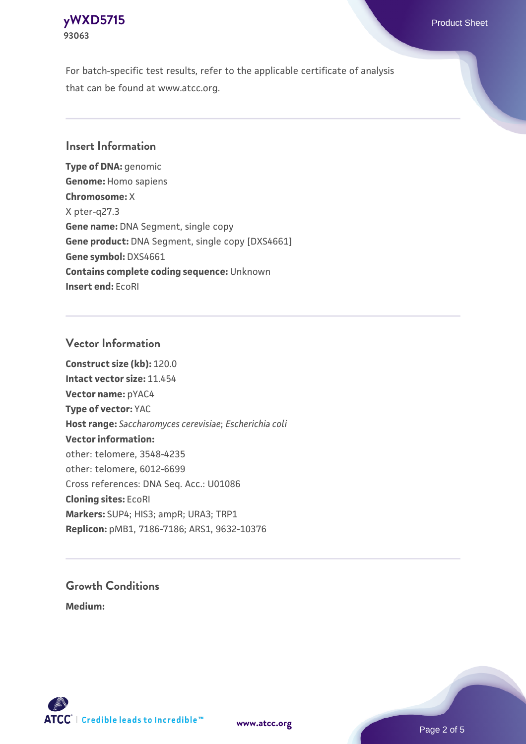For batch-specific test results, refer to the applicable certificate of analysis that can be found at www.atcc.org.

## Insert Information

**Type of DNA:** genomic
**Genome:** Homo sapiens
**Chromosome:** X
X pter-q27.3
**Gene name:** DNA Segment, single copy
**Gene product:** DNA Segment, single copy [DXS4661]
**Gene symbol:** DXS4661
**Contains complete coding sequence:** Unknown
**Insert end:** EcoRI

## Vector Information

**Construct size (kb):** 120.0
**Intact vector size:** 11.454
**Vector name:** pYAC4
**Type of vector:** YAC
**Host range:** *Saccharomyces cerevisiae*; *Escherichia coli*
**Vector information:**
other: telomere, 3548-4235
other: telomere, 6012-6699
Cross references: DNA Seq. Acc.: U01086
**Cloning sites:** EcoRI
**Markers:** SUP4; HIS3; ampR; URA3; TRP1
**Replicon:** pMB1, 7186-7186; ARS1, 9632-10376

## Growth Conditions

**Medium:**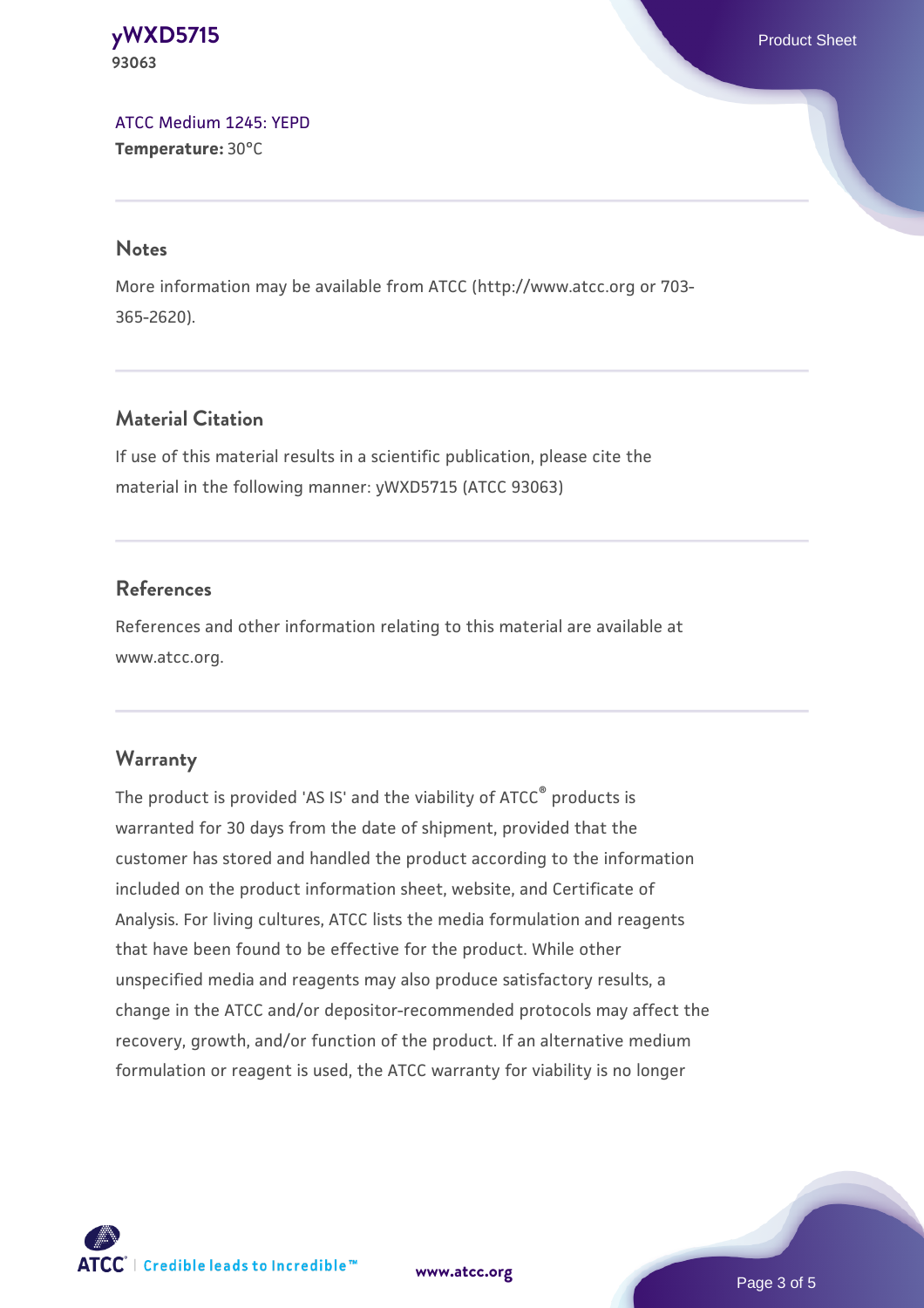ATCC Medium 1245: YEPD
**Temperature:** 30°C

## Notes

More information may be available from ATCC (http://www.atcc.org or 703-365-2620).

## Material Citation

If use of this material results in a scientific publication, please cite the material in the following manner: yWXD5715 (ATCC 93063)

## References

References and other information relating to this material are available at www.atcc.org.

## Warranty

The product is provided 'AS IS' and the viability of ATCC® products is warranted for 30 days from the date of shipment, provided that the customer has stored and handled the product according to the information included on the product information sheet, website, and Certificate of Analysis. For living cultures, ATCC lists the media formulation and reagents that have been found to be effective for the product. While other unspecified media and reagents may also produce satisfactory results, a change in the ATCC and/or depositor-recommended protocols may affect the recovery, growth, and/or function of the product. If an alternative medium formulation or reagent is used, the ATCC warranty for viability is no longer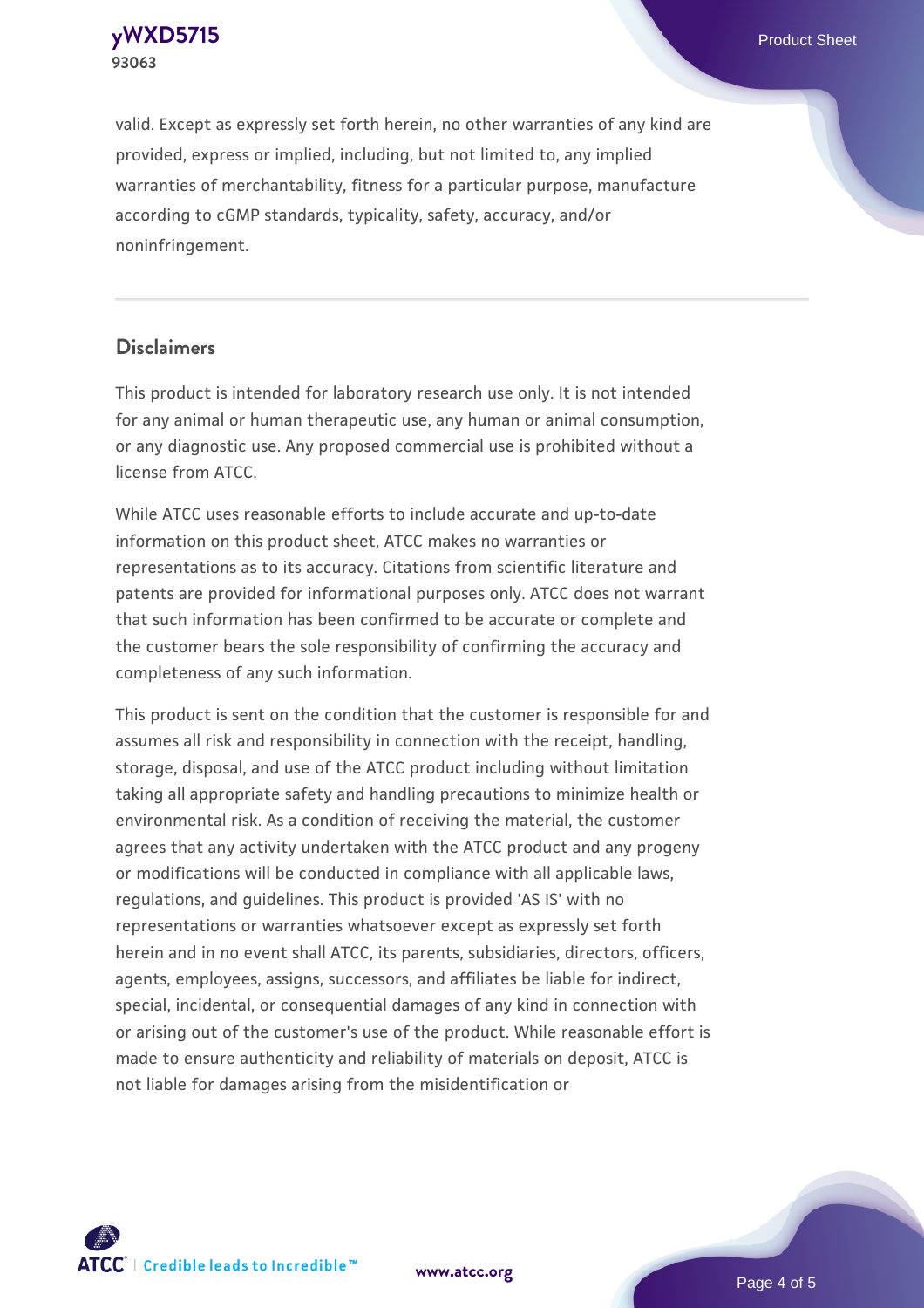valid. Except as expressly set forth herein, no other warranties of any kind are provided, express or implied, including, but not limited to, any implied warranties of merchantability, fitness for a particular purpose, manufacture according to cGMP standards, typicality, safety, accuracy, and/or noninfringement.

## Disclaimers

This product is intended for laboratory research use only. It is not intended for any animal or human therapeutic use, any human or animal consumption, or any diagnostic use. Any proposed commercial use is prohibited without a license from ATCC.

While ATCC uses reasonable efforts to include accurate and up-to-date information on this product sheet, ATCC makes no warranties or representations as to its accuracy. Citations from scientific literature and patents are provided for informational purposes only. ATCC does not warrant that such information has been confirmed to be accurate or complete and the customer bears the sole responsibility of confirming the accuracy and completeness of any such information.

This product is sent on the condition that the customer is responsible for and assumes all risk and responsibility in connection with the receipt, handling, storage, disposal, and use of the ATCC product including without limitation taking all appropriate safety and handling precautions to minimize health or environmental risk. As a condition of receiving the material, the customer agrees that any activity undertaken with the ATCC product and any progeny or modifications will be conducted in compliance with all applicable laws, regulations, and guidelines. This product is provided 'AS IS' with no representations or warranties whatsoever except as expressly set forth herein and in no event shall ATCC, its parents, subsidiaries, directors, officers, agents, employees, assigns, successors, and affiliates be liable for indirect, special, incidental, or consequential damages of any kind in connection with or arising out of the customer's use of the product. While reasonable effort is made to ensure authenticity and reliability of materials on deposit, ATCC is not liable for damages arising from the misidentification or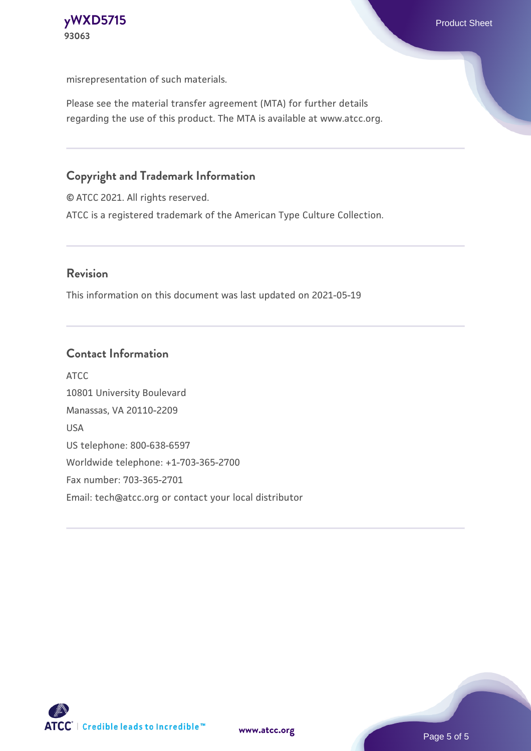misrepresentation of such materials.

Please see the material transfer agreement (MTA) for further details regarding the use of this product. The MTA is available at www.atcc.org.

## Copyright and Trademark Information

© ATCC 2021. All rights reserved.

ATCC is a registered trademark of the American Type Culture Collection.

## Revision

This information on this document was last updated on 2021-05-19

## Contact Information

ATCC
10801 University Boulevard
Manassas, VA 20110-2209
USA
US telephone: 800-638-6597
Worldwide telephone: +1-703-365-2700
Fax number: 703-365-2701
Email: tech@atcc.org or contact your local distributor